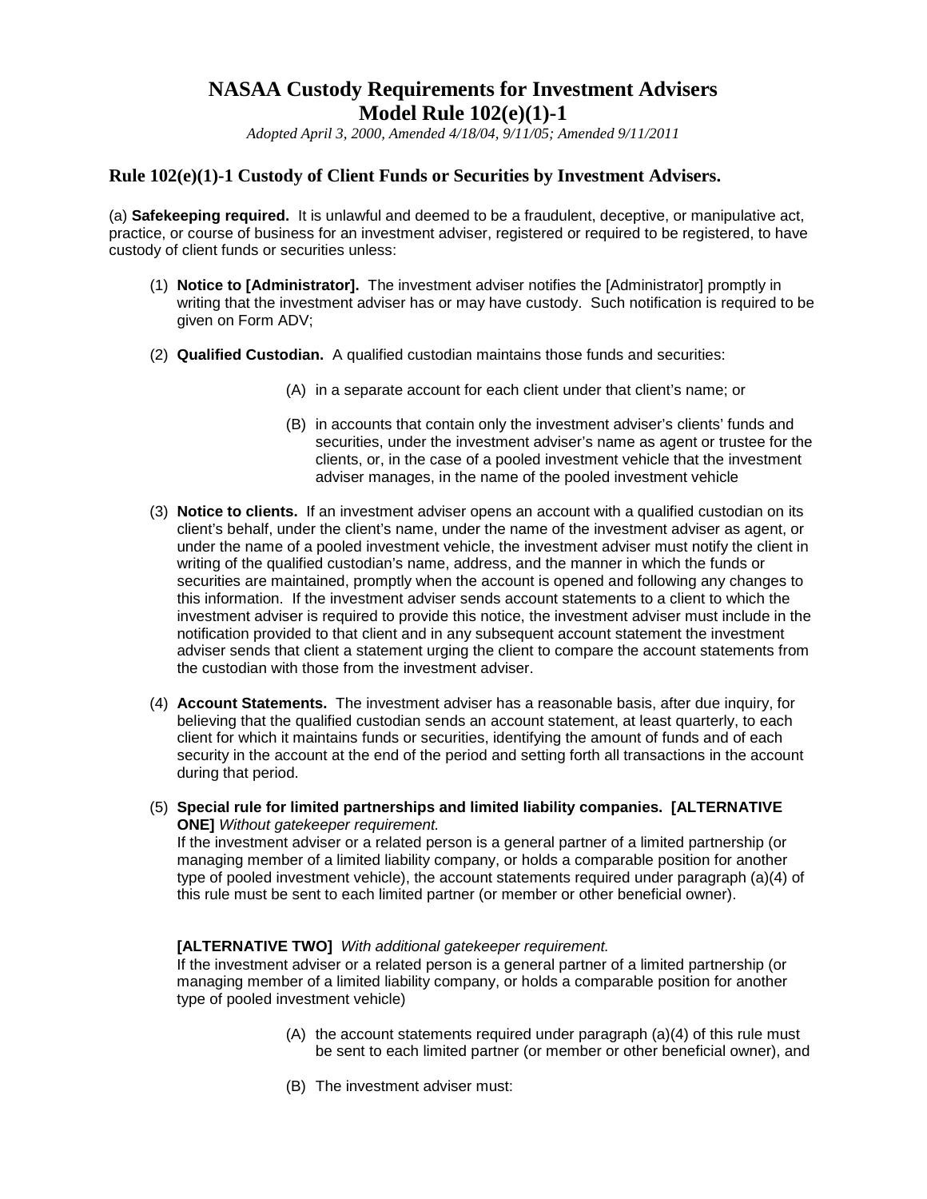# NASAA Custody Requirements for Investment Advisers
# Model Rule 102(e)(1)-1

*Adopted April 3, 2000, Amended 4/18/04, 9/11/05; Amended 9/11/2011*

## Rule 102(e)(1)-1 Custody of Client Funds or Securities by Investment Advisers.

(a) **Safekeeping required.** It is unlawful and deemed to be a fraudulent, deceptive, or manipulative act, practice, or course of business for an investment adviser, registered or required to be registered, to have custody of client funds or securities unless:

(1) **Notice to [Administrator].** The investment adviser notifies the [Administrator] promptly in writing that the investment adviser has or may have custody. Such notification is required to be given on Form ADV;

(2) **Qualified Custodian.** A qualified custodian maintains those funds and securities:

> (A) in a separate account for each client under that client's name; or
>
> (B) in accounts that contain only the investment adviser's clients' funds and securities, under the investment adviser's name as agent or trustee for the clients, or, in the case of a pooled investment vehicle that the investment adviser manages, in the name of the pooled investment vehicle

(3) **Notice to clients.** If an investment adviser opens an account with a qualified custodian on its client's behalf, under the client's name, under the name of the investment adviser as agent, or under the name of a pooled investment vehicle, the investment adviser must notify the client in writing of the qualified custodian's name, address, and the manner in which the funds or securities are maintained, promptly when the account is opened and following any changes to this information. If the investment adviser sends account statements to a client to which the investment adviser is required to provide this notice, the investment adviser must include in the notification provided to that client and in any subsequent account statement the investment adviser sends that client a statement urging the client to compare the account statements from the custodian with those from the investment adviser.

(4) **Account Statements.** The investment adviser has a reasonable basis, after due inquiry, for believing that the qualified custodian sends an account statement, at least quarterly, to each client for which it maintains funds or securities, identifying the amount of funds and of each security in the account at the end of the period and setting forth all transactions in the account during that period.

(5) **Special rule for limited partnerships and limited liability companies. [ALTERNATIVE ONE]** *Without gatekeeper requirement.*
If the investment adviser or a related person is a general partner of a limited partnership (or managing member of a limited liability company, or holds a comparable position for another type of pooled investment vehicle), the account statements required under paragraph (a)(4) of this rule must be sent to each limited partner (or member or other beneficial owner).

**[ALTERNATIVE TWO]** *With additional gatekeeper requirement.*
If the investment adviser or a related person is a general partner of a limited partnership (or managing member of a limited liability company, or holds a comparable position for another type of pooled investment vehicle)

> (A) the account statements required under paragraph (a)(4) of this rule must be sent to each limited partner (or member or other beneficial owner), and
>
> (B) The investment adviser must: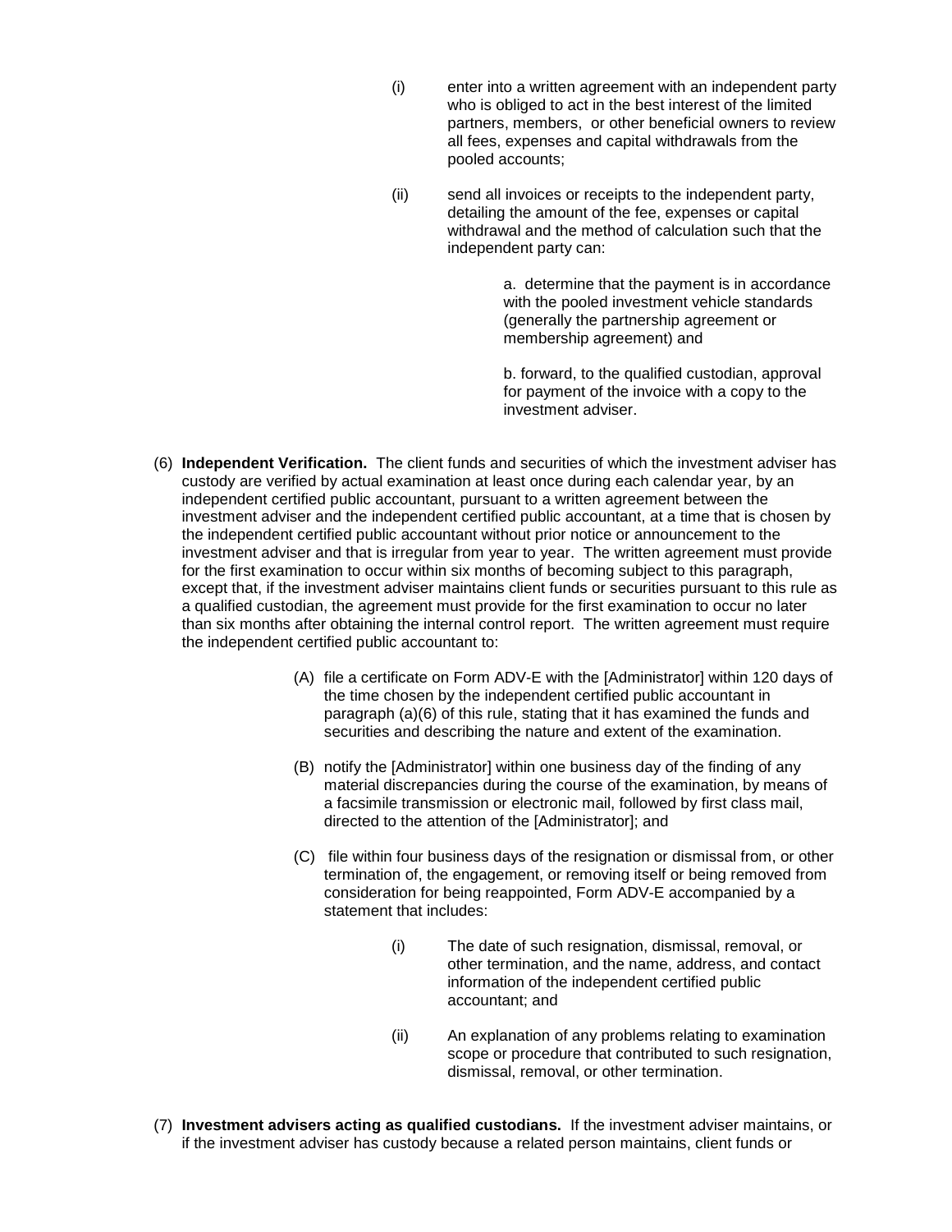(i) enter into a written agreement with an independent party who is obliged to act in the best interest of the limited partners, members, or other beneficial owners to review all fees, expenses and capital withdrawals from the pooled accounts;

(ii) send all invoices or receipts to the independent party, detailing the amount of the fee, expenses or capital withdrawal and the method of calculation such that the independent party can:

a. determine that the payment is in accordance with the pooled investment vehicle standards (generally the partnership agreement or membership agreement) and

b. forward, to the qualified custodian, approval for payment of the invoice with a copy to the investment adviser.

(6) **Independent Verification.** The client funds and securities of which the investment adviser has custody are verified by actual examination at least once during each calendar year, by an independent certified public accountant, pursuant to a written agreement between the investment adviser and the independent certified public accountant, at a time that is chosen by the independent certified public accountant without prior notice or announcement to the investment adviser and that is irregular from year to year. The written agreement must provide for the first examination to occur within six months of becoming subject to this paragraph, except that, if the investment adviser maintains client funds or securities pursuant to this rule as a qualified custodian, the agreement must provide for the first examination to occur no later than six months after obtaining the internal control report. The written agreement must require the independent certified public accountant to:

(A) file a certificate on Form ADV-E with the [Administrator] within 120 days of the time chosen by the independent certified public accountant in paragraph (a)(6) of this rule, stating that it has examined the funds and securities and describing the nature and extent of the examination.

(B) notify the [Administrator] within one business day of the finding of any material discrepancies during the course of the examination, by means of a facsimile transmission or electronic mail, followed by first class mail, directed to the attention of the [Administrator]; and

(C) file within four business days of the resignation or dismissal from, or other termination of, the engagement, or removing itself or being removed from consideration for being reappointed, Form ADV-E accompanied by a statement that includes:

(i) The date of such resignation, dismissal, removal, or other termination, and the name, address, and contact information of the independent certified public accountant; and

(ii) An explanation of any problems relating to examination scope or procedure that contributed to such resignation, dismissal, removal, or other termination.

(7) **Investment advisers acting as qualified custodians.** If the investment adviser maintains, or if the investment adviser has custody because a related person maintains, client funds or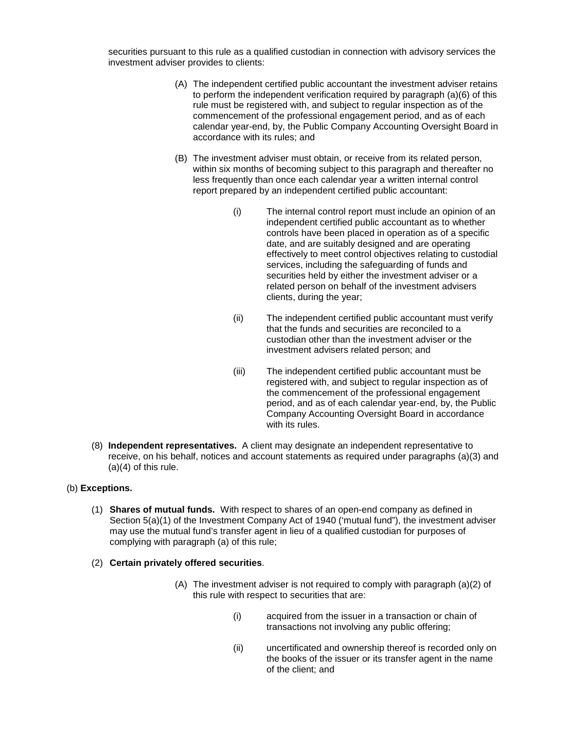securities pursuant to this rule as a qualified custodian in connection with advisory services the investment adviser provides to clients:

(A) The independent certified public accountant the investment adviser retains to perform the independent verification required by paragraph (a)(6) of this rule must be registered with, and subject to regular inspection as of the commencement of the professional engagement period, and as of each calendar year-end, by, the Public Company Accounting Oversight Board in accordance with its rules; and

(B) The investment adviser must obtain, or receive from its related person, within six months of becoming subject to this paragraph and thereafter no less frequently than once each calendar year a written internal control report prepared by an independent certified public accountant:

(i) The internal control report must include an opinion of an independent certified public accountant as to whether controls have been placed in operation as of a specific date, and are suitably designed and are operating effectively to meet control objectives relating to custodial services, including the safeguarding of funds and securities held by either the investment adviser or a related person on behalf of the investment advisers clients, during the year;

(ii) The independent certified public accountant must verify that the funds and securities are reconciled to a custodian other than the investment adviser or the investment advisers related person; and

(iii) The independent certified public accountant must be registered with, and subject to regular inspection as of the commencement of the professional engagement period, and as of each calendar year-end, by, the Public Company Accounting Oversight Board in accordance with its rules.

(8) **Independent representatives.** A client may designate an independent representative to receive, on his behalf, notices and account statements as required under paragraphs (a)(3) and (a)(4) of this rule.

(b) **Exceptions.**

(1) **Shares of mutual funds.** With respect to shares of an open-end company as defined in Section 5(a)(1) of the Investment Company Act of 1940 ('mutual fund"), the investment adviser may use the mutual fund's transfer agent in lieu of a qualified custodian for purposes of complying with paragraph (a) of this rule;

(2) **Certain privately offered securities**.

(A) The investment adviser is not required to comply with paragraph (a)(2) of this rule with respect to securities that are:

(i) acquired from the issuer in a transaction or chain of transactions not involving any public offering;

(ii) uncertificated and ownership thereof is recorded only on the books of the issuer or its transfer agent in the name of the client; and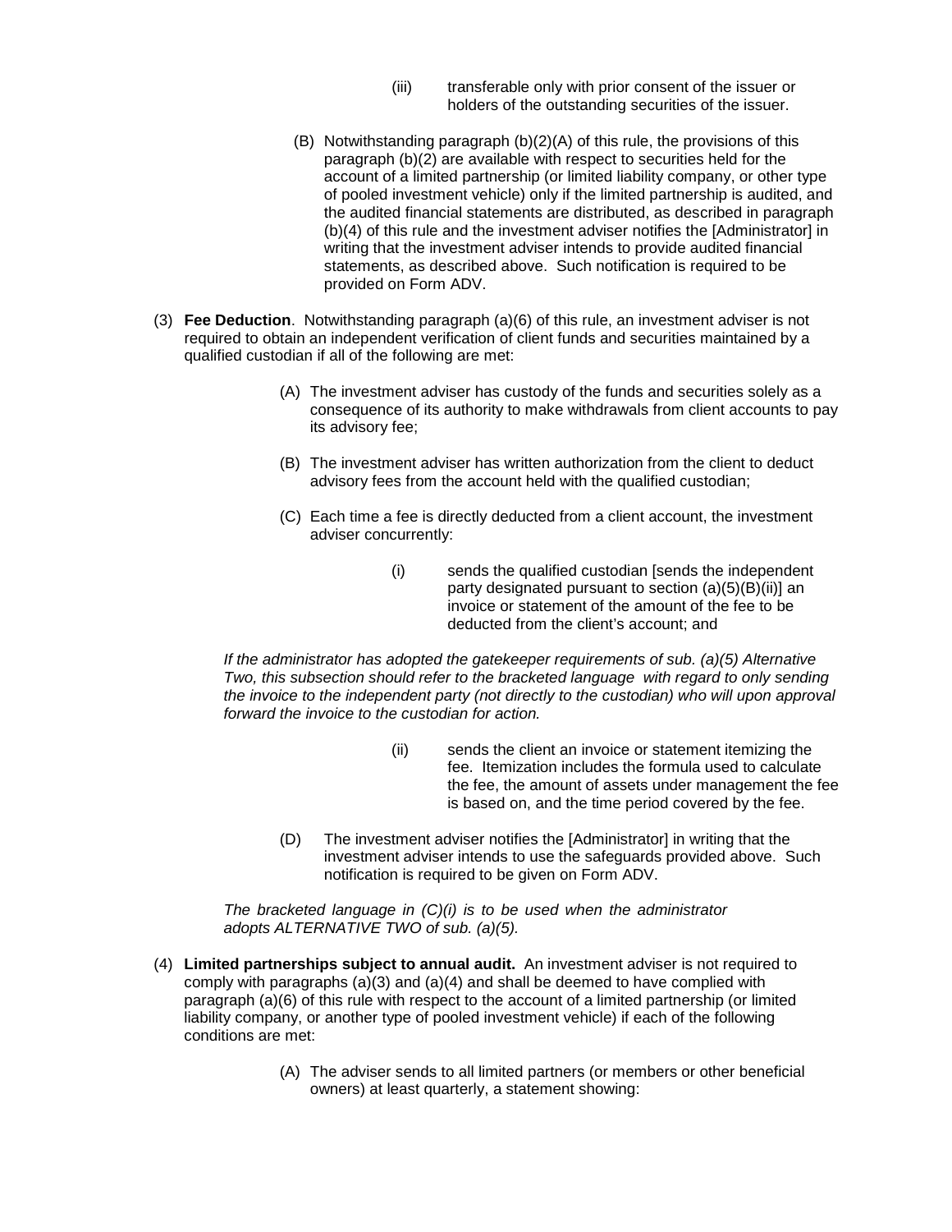(iii) transferable only with prior consent of the issuer or holders of the outstanding securities of the issuer.

(B) Notwithstanding paragraph (b)(2)(A) of this rule, the provisions of this paragraph (b)(2) are available with respect to securities held for the account of a limited partnership (or limited liability company, or other type of pooled investment vehicle) only if the limited partnership is audited, and the audited financial statements are distributed, as described in paragraph (b)(4) of this rule and the investment adviser notifies the [Administrator] in writing that the investment adviser intends to provide audited financial statements, as described above. Such notification is required to be provided on Form ADV.

(3) **Fee Deduction**. Notwithstanding paragraph (a)(6) of this rule, an investment adviser is not required to obtain an independent verification of client funds and securities maintained by a qualified custodian if all of the following are met:

(A) The investment adviser has custody of the funds and securities solely as a consequence of its authority to make withdrawals from client accounts to pay its advisory fee;

(B) The investment adviser has written authorization from the client to deduct advisory fees from the account held with the qualified custodian;

(C) Each time a fee is directly deducted from a client account, the investment adviser concurrently:

(i) sends the qualified custodian [sends the independent party designated pursuant to section (a)(5)(B)(ii)] an invoice or statement of the amount of the fee to be deducted from the client's account; and

*If the administrator has adopted the gatekeeper requirements of sub. (a)(5) Alternative Two, this subsection should refer to the bracketed language with regard to only sending the invoice to the independent party (not directly to the custodian) who will upon approval forward the invoice to the custodian for action.*

(ii) sends the client an invoice or statement itemizing the fee. Itemization includes the formula used to calculate the fee, the amount of assets under management the fee is based on, and the time period covered by the fee.

(D) The investment adviser notifies the [Administrator] in writing that the investment adviser intends to use the safeguards provided above. Such notification is required to be given on Form ADV.

*The bracketed language in (C)(i) is to be used when the administrator adopts ALTERNATIVE TWO of sub. (a)(5).*

(4) **Limited partnerships subject to annual audit.** An investment adviser is not required to comply with paragraphs (a)(3) and (a)(4) and shall be deemed to have complied with paragraph (a)(6) of this rule with respect to the account of a limited partnership (or limited liability company, or another type of pooled investment vehicle) if each of the following conditions are met:

(A) The adviser sends to all limited partners (or members or other beneficial owners) at least quarterly, a statement showing: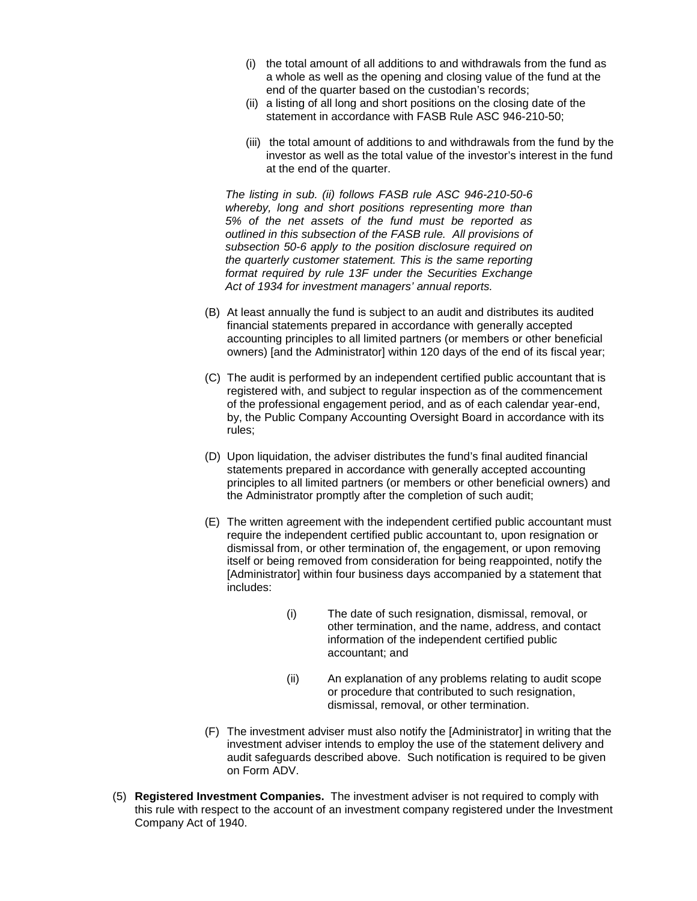(i) the total amount of all additions to and withdrawals from the fund as a whole as well as the opening and closing value of the fund at the end of the quarter based on the custodian's records;

(ii) a listing of all long and short positions on the closing date of the statement in accordance with FASB Rule ASC 946-210-50;

(iii) the total amount of additions to and withdrawals from the fund by the investor as well as the total value of the investor's interest in the fund at the end of the quarter.

*The listing in sub. (ii) follows FASB rule ASC 946-210-50-6 whereby, long and short positions representing more than 5% of the net assets of the fund must be reported as outlined in this subsection of the FASB rule. All provisions of subsection 50-6 apply to the position disclosure required on the quarterly customer statement. This is the same reporting format required by rule 13F under the Securities Exchange Act of 1934 for investment managers' annual reports.*

(B) At least annually the fund is subject to an audit and distributes its audited financial statements prepared in accordance with generally accepted accounting principles to all limited partners (or members or other beneficial owners) [and the Administrator] within 120 days of the end of its fiscal year;

(C) The audit is performed by an independent certified public accountant that is registered with, and subject to regular inspection as of the commencement of the professional engagement period, and as of each calendar year-end, by, the Public Company Accounting Oversight Board in accordance with its rules;

(D) Upon liquidation, the adviser distributes the fund's final audited financial statements prepared in accordance with generally accepted accounting principles to all limited partners (or members or other beneficial owners) and the Administrator promptly after the completion of such audit;

(E) The written agreement with the independent certified public accountant must require the independent certified public accountant to, upon resignation or dismissal from, or other termination of, the engagement, or upon removing itself or being removed from consideration for being reappointed, notify the [Administrator] within four business days accompanied by a statement that includes:

(i) The date of such resignation, dismissal, removal, or other termination, and the name, address, and contact information of the independent certified public accountant; and

(ii) An explanation of any problems relating to audit scope or procedure that contributed to such resignation, dismissal, removal, or other termination.

(F) The investment adviser must also notify the [Administrator] in writing that the investment adviser intends to employ the use of the statement delivery and audit safeguards described above. Such notification is required to be given on Form ADV.

(5) **Registered Investment Companies.** The investment adviser is not required to comply with this rule with respect to the account of an investment company registered under the Investment Company Act of 1940.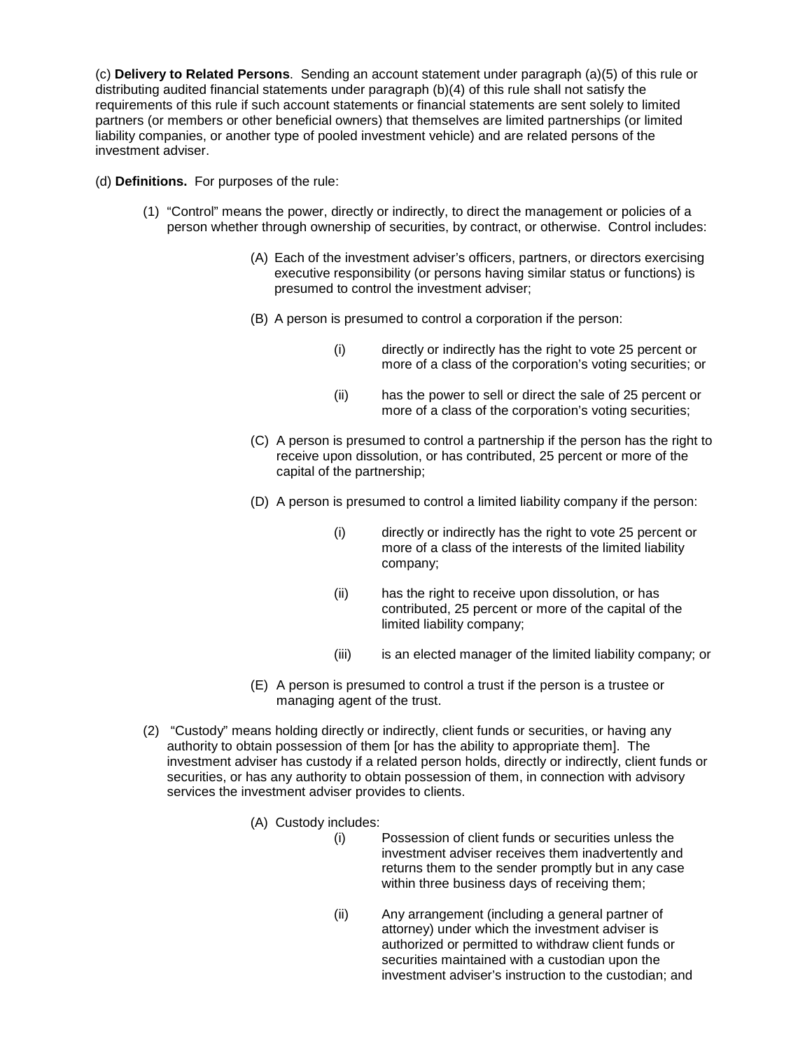(c) **Delivery to Related Persons**. Sending an account statement under paragraph (a)(5) of this rule or distributing audited financial statements under paragraph (b)(4) of this rule shall not satisfy the requirements of this rule if such account statements or financial statements are sent solely to limited partners (or members or other beneficial owners) that themselves are limited partnerships (or limited liability companies, or another type of pooled investment vehicle) and are related persons of the investment adviser.

(d) **Definitions.** For purposes of the rule:

(1) "Control" means the power, directly or indirectly, to direct the management or policies of a person whether through ownership of securities, by contract, or otherwise. Control includes:

(A) Each of the investment adviser's officers, partners, or directors exercising executive responsibility (or persons having similar status or functions) is presumed to control the investment adviser;

(B) A person is presumed to control a corporation if the person:

(i) directly or indirectly has the right to vote 25 percent or more of a class of the corporation's voting securities; or

(ii) has the power to sell or direct the sale of 25 percent or more of a class of the corporation's voting securities;

(C) A person is presumed to control a partnership if the person has the right to receive upon dissolution, or has contributed, 25 percent or more of the capital of the partnership;

(D) A person is presumed to control a limited liability company if the person:

(i) directly or indirectly has the right to vote 25 percent or more of a class of the interests of the limited liability company;

(ii) has the right to receive upon dissolution, or has contributed, 25 percent or more of the capital of the limited liability company;

(iii) is an elected manager of the limited liability company; or

(E) A person is presumed to control a trust if the person is a trustee or managing agent of the trust.

(2) "Custody" means holding directly or indirectly, client funds or securities, or having any authority to obtain possession of them [or has the ability to appropriate them]. The investment adviser has custody if a related person holds, directly or indirectly, client funds or securities, or has any authority to obtain possession of them, in connection with advisory services the investment adviser provides to clients.

(A) Custody includes:

(i) Possession of client funds or securities unless the investment adviser receives them inadvertently and returns them to the sender promptly but in any case within three business days of receiving them;

(ii) Any arrangement (including a general partner of attorney) under which the investment adviser is authorized or permitted to withdraw client funds or securities maintained with a custodian upon the investment adviser's instruction to the custodian; and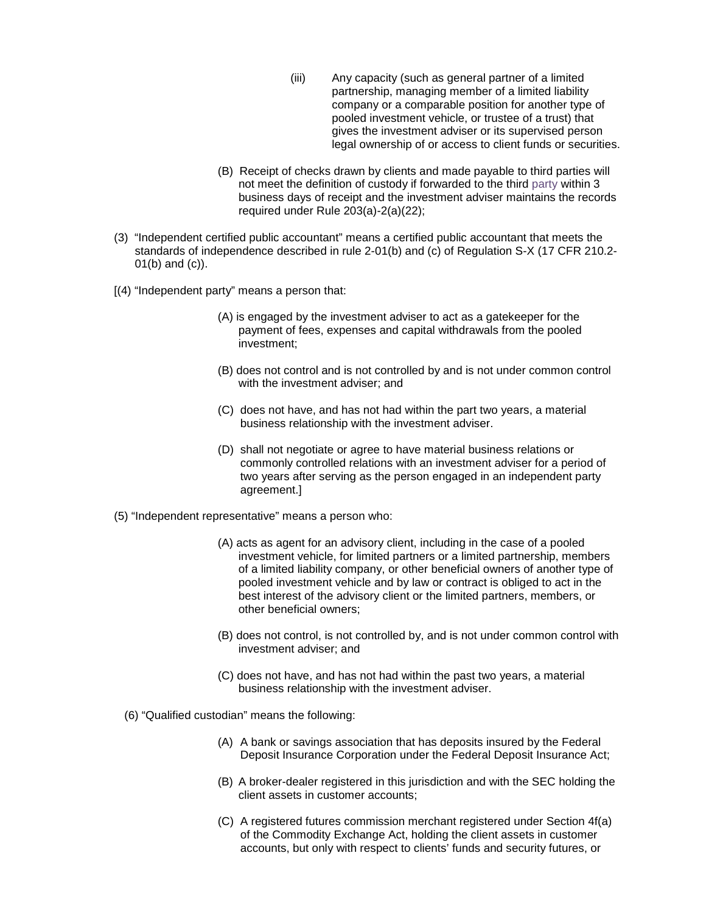(iii) Any capacity (such as general partner of a limited partnership, managing member of a limited liability company or a comparable position for another type of pooled investment vehicle, or trustee of a trust) that gives the investment adviser or its supervised person legal ownership of or access to client funds or securities.

(B) Receipt of checks drawn by clients and made payable to third parties will not meet the definition of custody if forwarded to the third party within 3 business days of receipt and the investment adviser maintains the records required under Rule 203(a)-2(a)(22);

(3) "Independent certified public accountant" means a certified public accountant that meets the standards of independence described in rule 2-01(b) and (c) of Regulation S-X (17 CFR 210.2-01(b) and (c)).

[(4) "Independent party" means a person that:

(A) is engaged by the investment adviser to act as a gatekeeper for the payment of fees, expenses and capital withdrawals from the pooled investment;

(B) does not control and is not controlled by and is not under common control with the investment adviser; and

(C) does not have, and has not had within the part two years, a material business relationship with the investment adviser.

(D) shall not negotiate or agree to have material business relations or commonly controlled relations with an investment adviser for a period of two years after serving as the person engaged in an independent party agreement.]

(5) "Independent representative" means a person who:

(A) acts as agent for an advisory client, including in the case of a pooled investment vehicle, for limited partners or a limited partnership, members of a limited liability company, or other beneficial owners of another type of pooled investment vehicle and by law or contract is obliged to act in the best interest of the advisory client or the limited partners, members, or other beneficial owners;

(B) does not control, is not controlled by, and is not under common control with investment adviser; and

(C) does not have, and has not had within the past two years, a material business relationship with the investment adviser.

(6) "Qualified custodian" means the following:

(A) A bank or savings association that has deposits insured by the Federal Deposit Insurance Corporation under the Federal Deposit Insurance Act;

(B) A broker-dealer registered in this jurisdiction and with the SEC holding the client assets in customer accounts;

(C) A registered futures commission merchant registered under Section 4f(a) of the Commodity Exchange Act, holding the client assets in customer accounts, but only with respect to clients' funds and security futures, or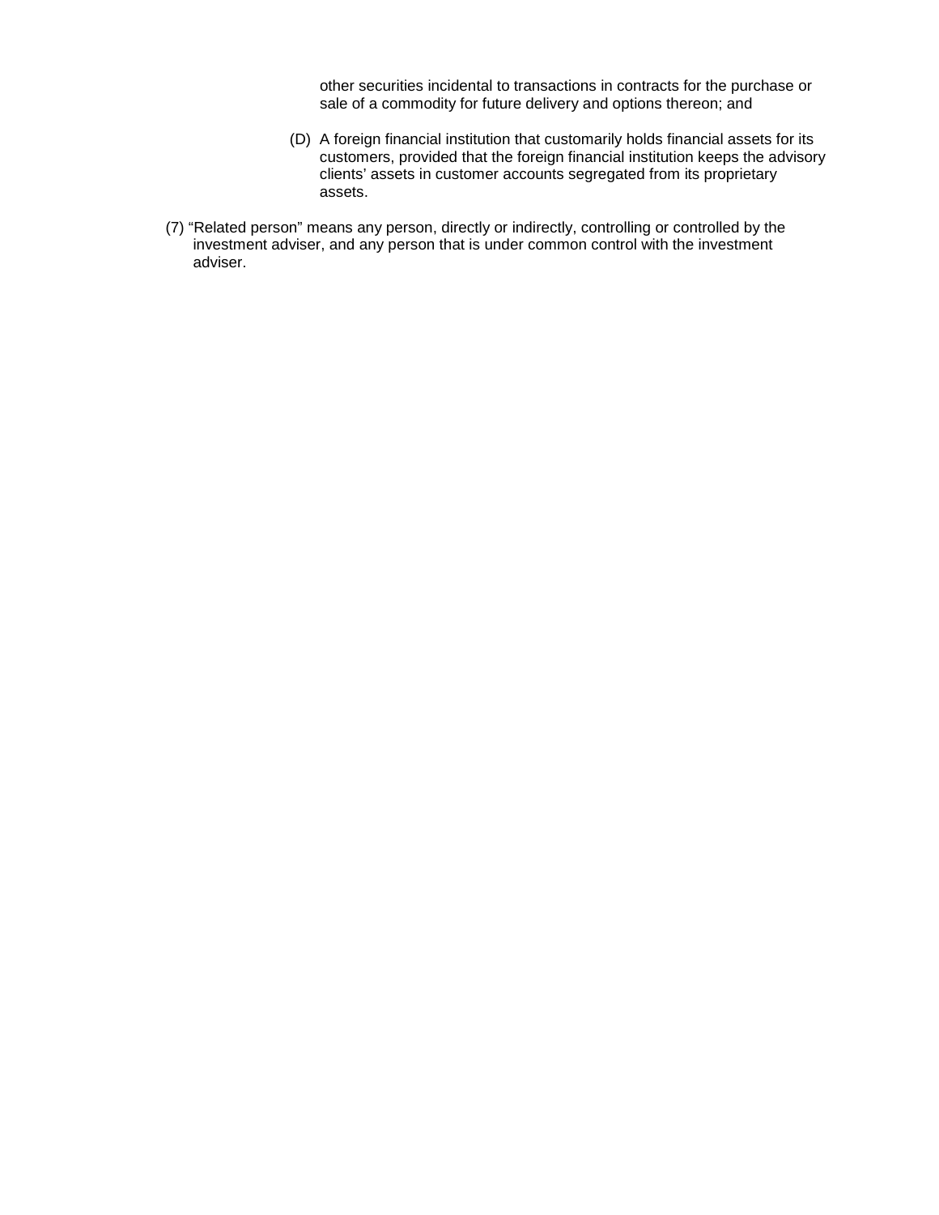other securities incidental to transactions in contracts for the purchase or sale of a commodity for future delivery and options thereon; and

(D) A foreign financial institution that customarily holds financial assets for its customers, provided that the foreign financial institution keeps the advisory clients' assets in customer accounts segregated from its proprietary assets.

(7) "Related person" means any person, directly or indirectly, controlling or controlled by the investment adviser, and any person that is under common control with the investment adviser.